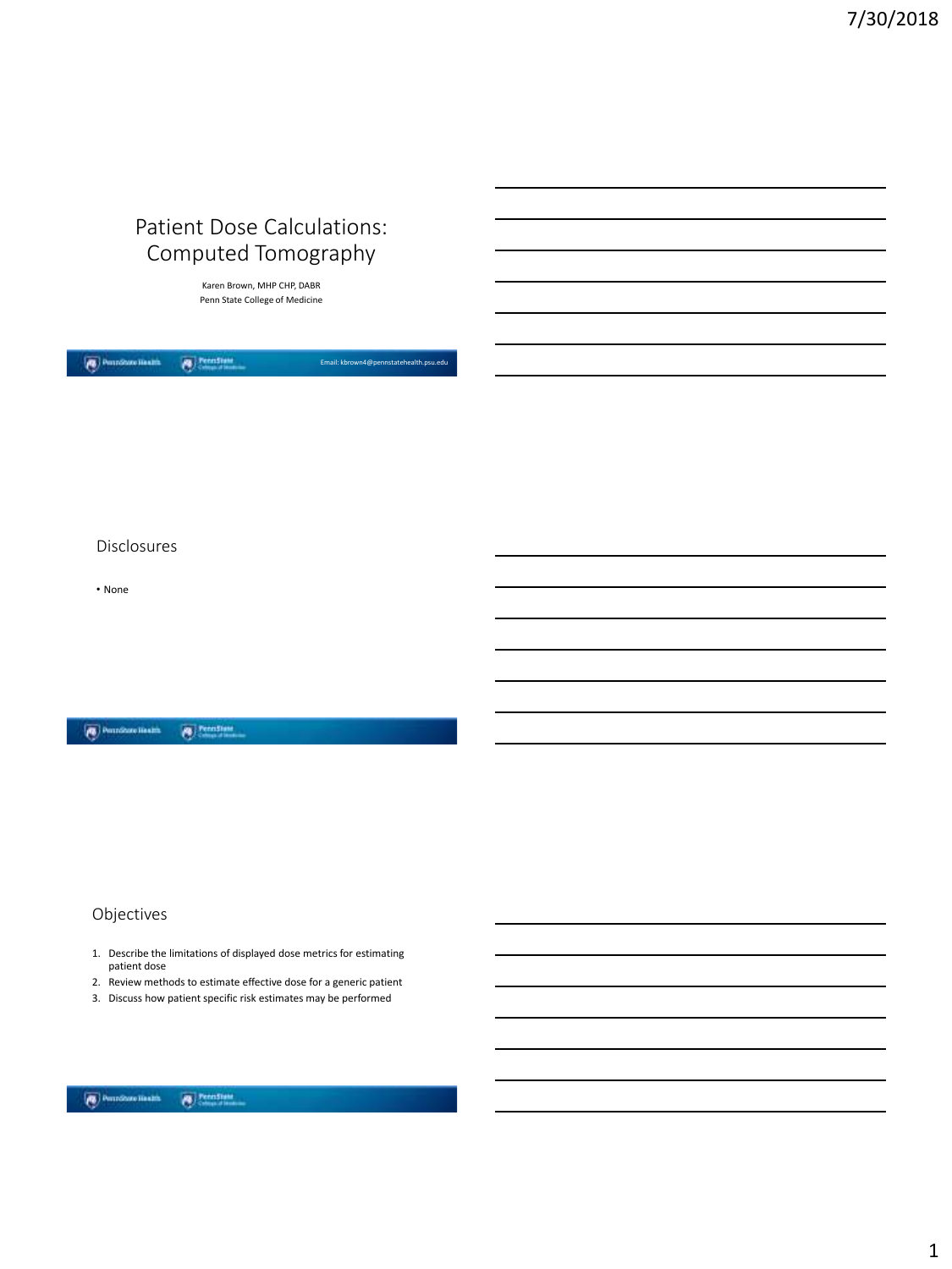# Patient Dose Calculations: Computed Tomography

Karen Brown, MHP CHP, DABR
Penn State College of Medicine

Email: kbrown4@pennstatehealth.psu.edu

## Disclosures

- None

## Objectives

1. Describe the limitations of displayed dose metrics for estimating patient dose
2. Review methods to estimate effective dose for a generic patient
3. Discuss how patient specific risk estimates may be performed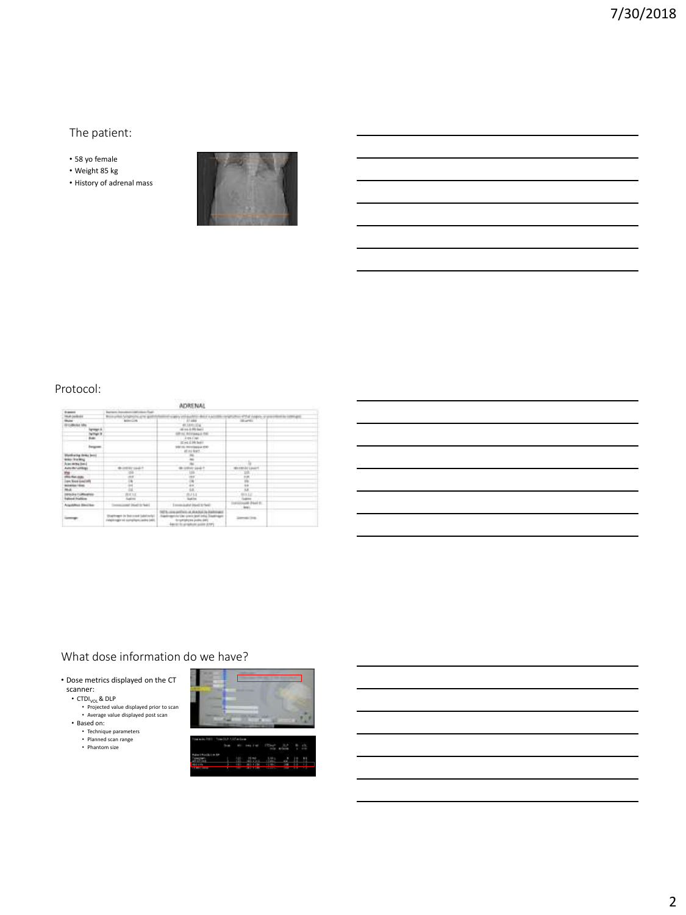## The patient:

- 58 yo female
- Weight 85 kg
- History of adrenal mass

## Protocol:

## What dose information do we have?

- Dose metrics displayed on the CT scanner:
  - $CTDI_{VOL}$ & DLP
    - Projected value displayed prior to scan
    - Average value displayed post scan
  - Based on:
    - Technique parameters
    - Planned scan range
    - Phantom size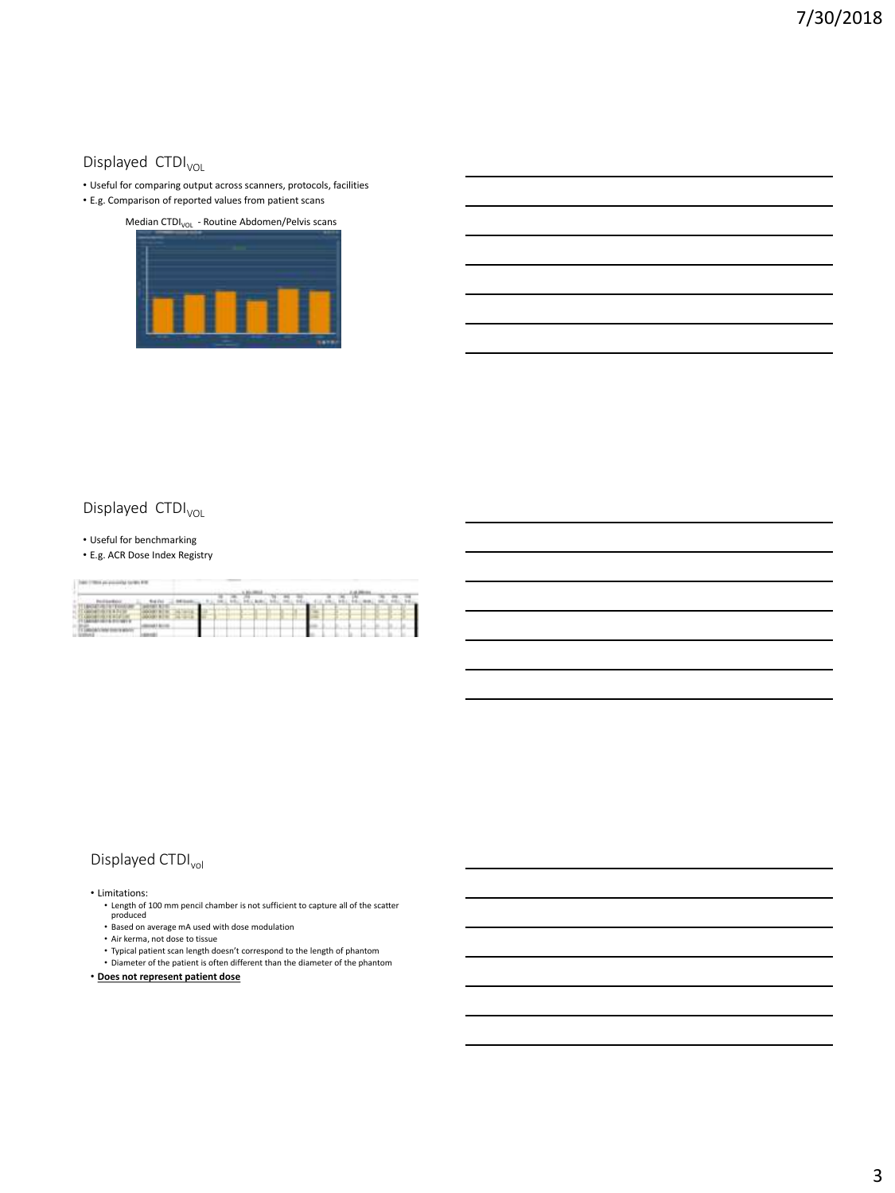## Displayed $CTDI_{VOL}$

- Useful for comparing output across scanners, protocols, facilities
- E.g. Comparison of reported values from patient scans

Median $CTDI_{VOL}$ - Routine Abdomen/Pelvis scans

## Displayed $CTDI_{VOL}$

- Useful for benchmarking
- E.g. ACR Dose Index Registry

## Displayed $CTDI_{vol}$

- Limitations:
  - Length of 100 mm pencil chamber is not sufficient to capture all of the scatter produced
  - Based on average mA used with dose modulation
  - Air kerma, not dose to tissue
  - Typical patient scan length doesn't correspond to the length of phantom
  - Diameter of the patient is often different than the diameter of the phantom
- **Does not represent patient dose**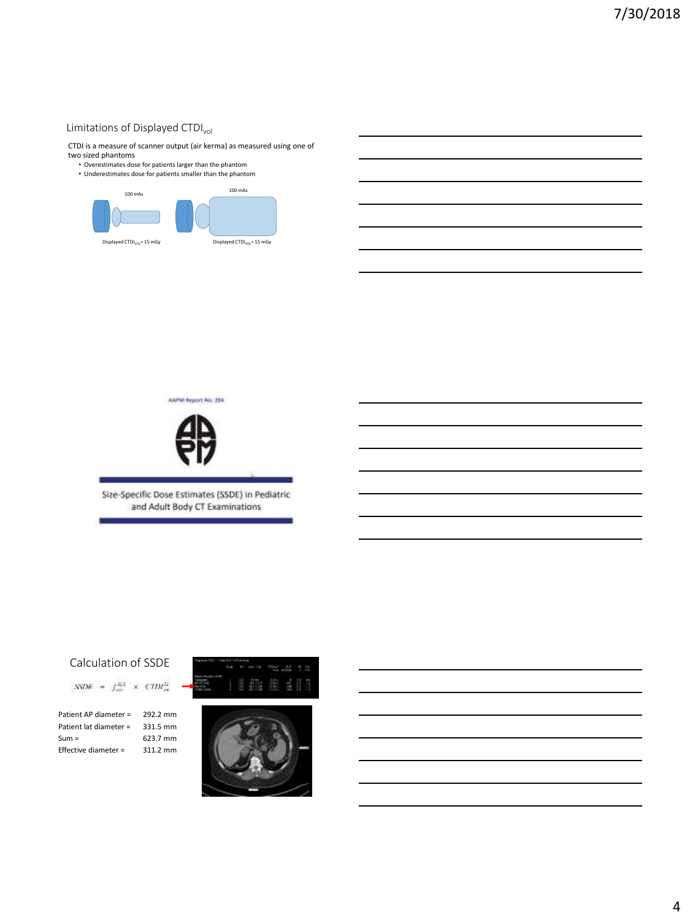## Limitations of Displayed $CTDI_{vol}$

CTDI is a measure of scanner output (air kerma) as measured using one of two sized phantoms

- Overestimates dose for patients larger than the phantom
- Underestimates dose for patients smaller than the phantom

100 mAs

Displayed $CTDI_{vol}$ = 15 mGy

100 mAs

Displayed $CTDI_{vol}$ = 15 mGy

AAPM Report No. 204

Size-Specific Dose Estimates (SSDE) in Pediatric and Adult Body CT Examinations

## Calculation of SSDE

$$SSDE = f_{size}^{32X} \times CTDI_{vol}^{32}$$

| | |
|---|---|
| Patient AP diameter = | 292.2 mm |
| Patient lat diameter = | 331.5 mm |
| Sum = | 623.7 mm |
| Effective diameter = | 311.2 mm |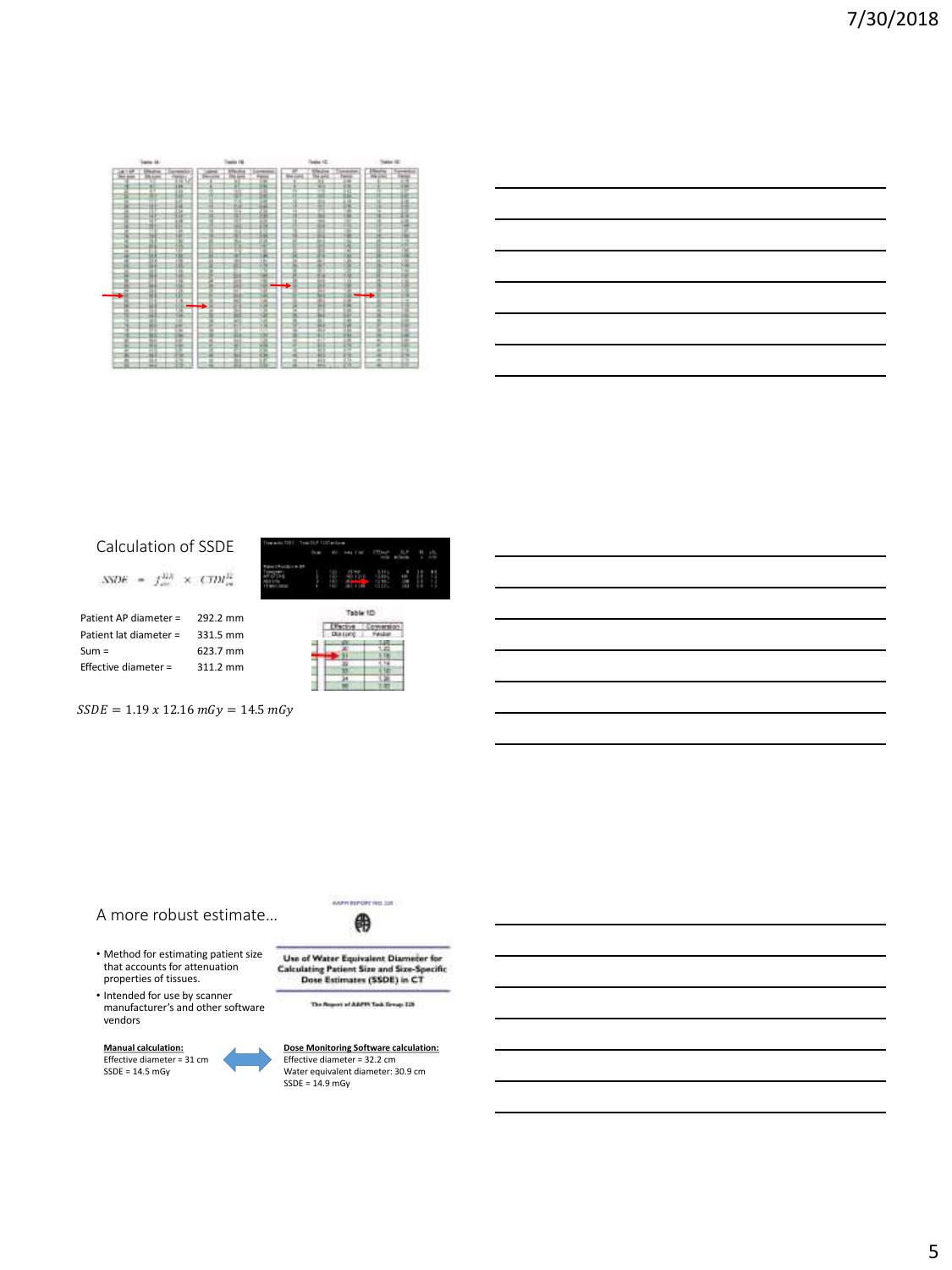## Calculation of SSDE

$$SSDE = f_{size}^{32X} \times CTDI_{vol}^{32}$$

Patient AP diameter = 292.2 mm

Patient lat diameter = 331.5 mm

Sum = 623.7 mm

Effective diameter = 311.2 mm

Table 1D

| Effective Dia (cm) | Conversion Factor |
|---|---|
| 29 | 1.27 |
| 30 | 1.22 |
| 31 | 1.19 |
| 32 | 1.14 |
| 33 | 1.10 |
| 34 | 1.06 |
| 35 | 1.03 |

$$SSDE = 1.19 \; x \; 12.16 \; mGy = 14.5 \; mGy$$

## A more robust estimate…

- Method for estimating patient size that accounts for attenuation properties of tissues.
- Intended for use by scanner manufacturer's and other software vendors

AAPM REPORT NO. 220

**Use of Water Equivalent Diameter for Calculating Patient Size and Size-Specific Dose Estimates (SSDE) in CT**

The Report of AAPM Task Group 220

**Manual calculation:**
Effective diameter = 31 cm
SSDE = 14.5 mGy

**Dose Monitoring Software calculation:**
Effective diameter = 32.2 cm
Water equivalent diameter: 30.9 cm
SSDE = 14.9 mGy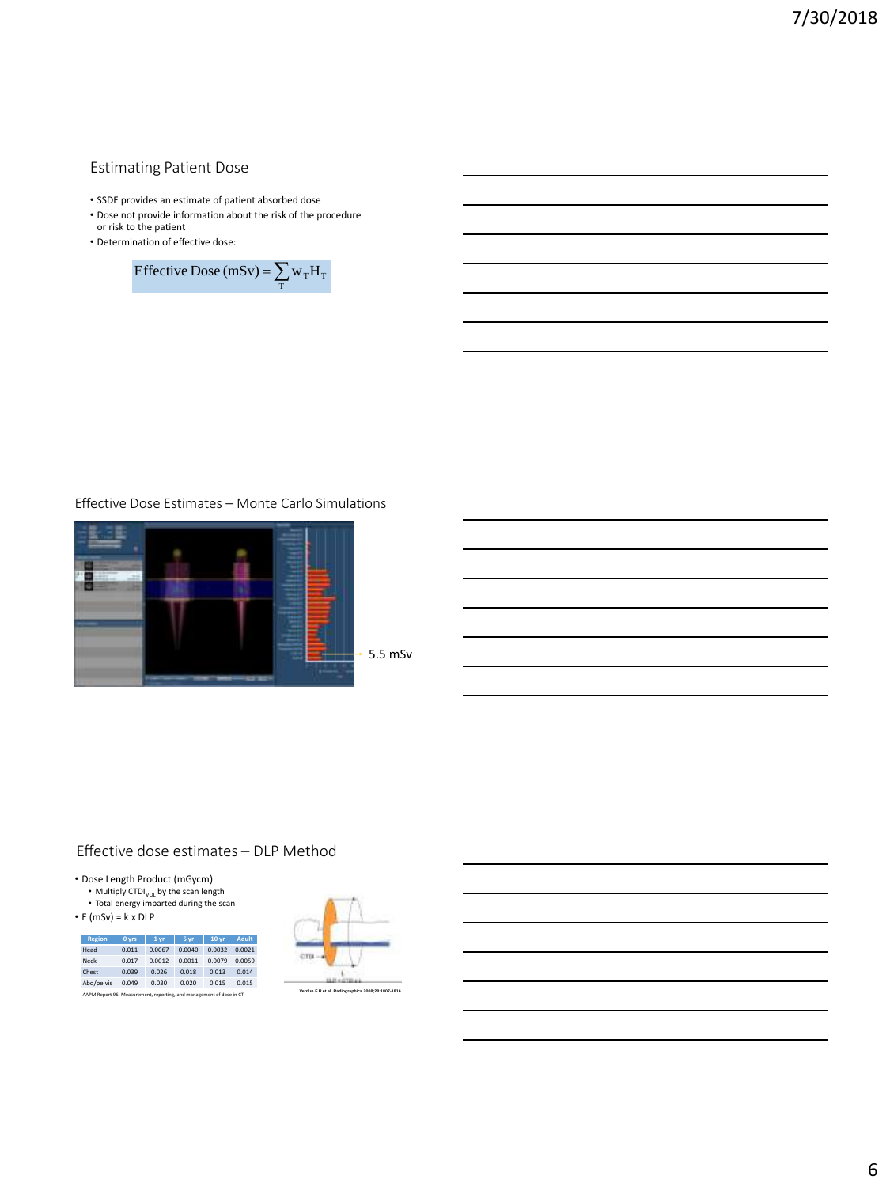## Estimating Patient Dose

- SSDE provides an estimate of patient absorbed dose
- Dose not provide information about the risk of the procedure or risk to the patient
- Determination of effective dose:

$$\text{Effective Dose (mSv)} = \sum_{T} w_T H_T$$

## Effective Dose Estimates – Monte Carlo Simulations

5.5 mSv

## Effective dose estimates – DLP Method

- Dose Length Product (mGycm)
  - Multiply $CTDI_{VOL}$ by the scan length
  - Total energy imparted during the scan
- E (mSv) = k x DLP

| Region | 0 yrs | 1 yr | 5 yr | 10 yr | Adult |
|---|---|---|---|---|---|
| Head | 0.011 | 0.0067 | 0.0040 | 0.0032 | 0.0021 |
| Neck | 0.017 | 0.0012 | 0.0011 | 0.0079 | 0.0059 |
| Chest | 0.039 | 0.026 | 0.018 | 0.013 | 0.014 |
| Abd/pelvis | 0.049 | 0.030 | 0.020 | 0.015 | 0.015 |

AAPM Report 96: Measurement, reporting, and management of dose in CT

Verdun F R et al. Radiographics 2008;28:1807-1816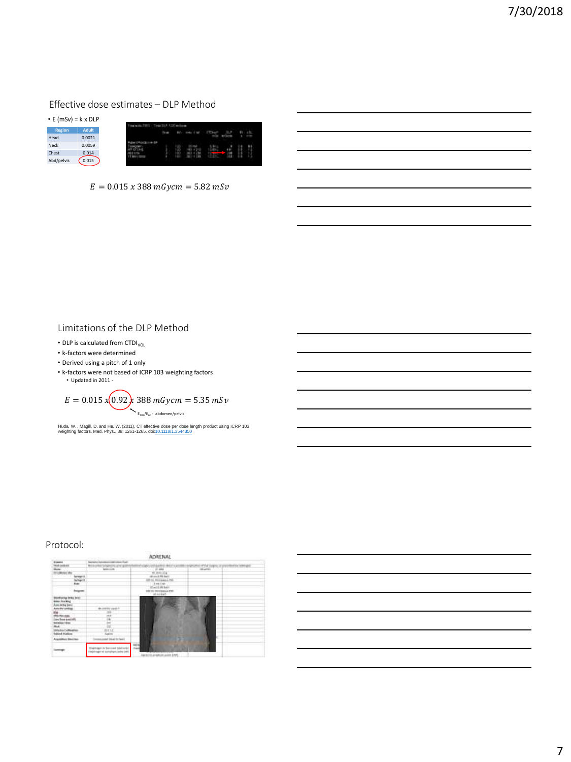## Effective dose estimates – DLP Method

- E (mSv) = k x DLP

| Region | Adult |
|---|---|
| Head | 0.0021 |
| Neck | 0.0059 |
| Chest | 0.014 |
| Abd/pelvis | 0.015 |

$$E = 0.015\ x\ 388\ mGycm = 5.82\ mSv$$

## Limitations of the DLP Method

- DLP is calculated from $CTDI_{VOL}$
- k-factors were determined
- Derived using a pitch of 1 only
- k-factors were not based of ICRP 103 weighting factors
  - Updated in 2011 -

$$E = 0.015\ x\ 0.92\ x\ 388\ mGycm = 5.35\ mSv$$

$E_{103}/E_{60}$ - abdomen/pelvis

Huda, W. , Magill, D. and He, W. (2011), CT effective dose per dose length product using ICRP 103 weighting factors. Med. Phys., 38: 1261-1265. doi:10.1118/1.3544350

## Protocol:

ADRENAL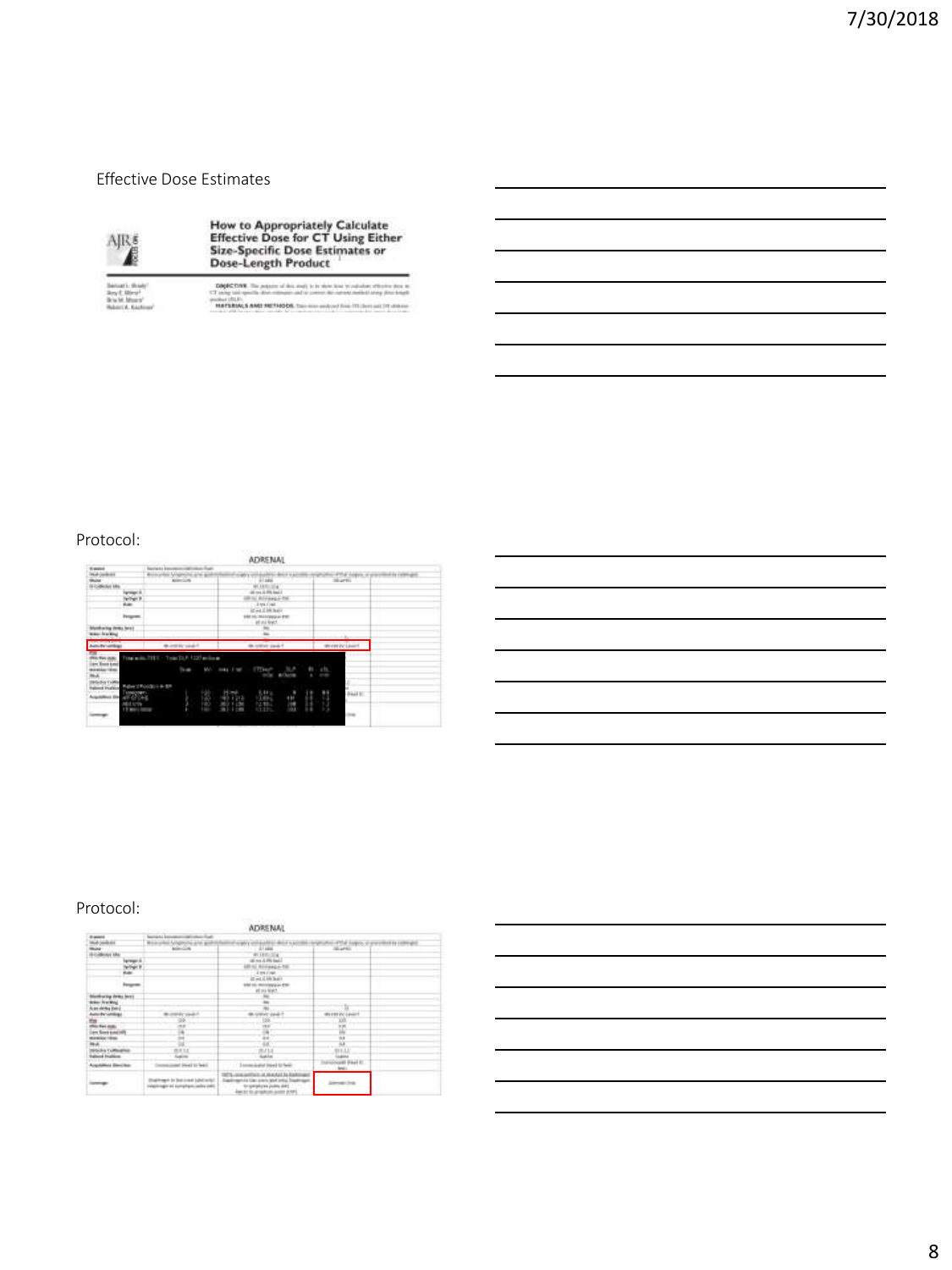Effective Dose Estimates

How to Appropriately Calculate Effective Dose for CT Using Either Size-Specific Dose Estimates or Dose-Length Product

Protocol:

ADRENAL

Protocol:

ADRENAL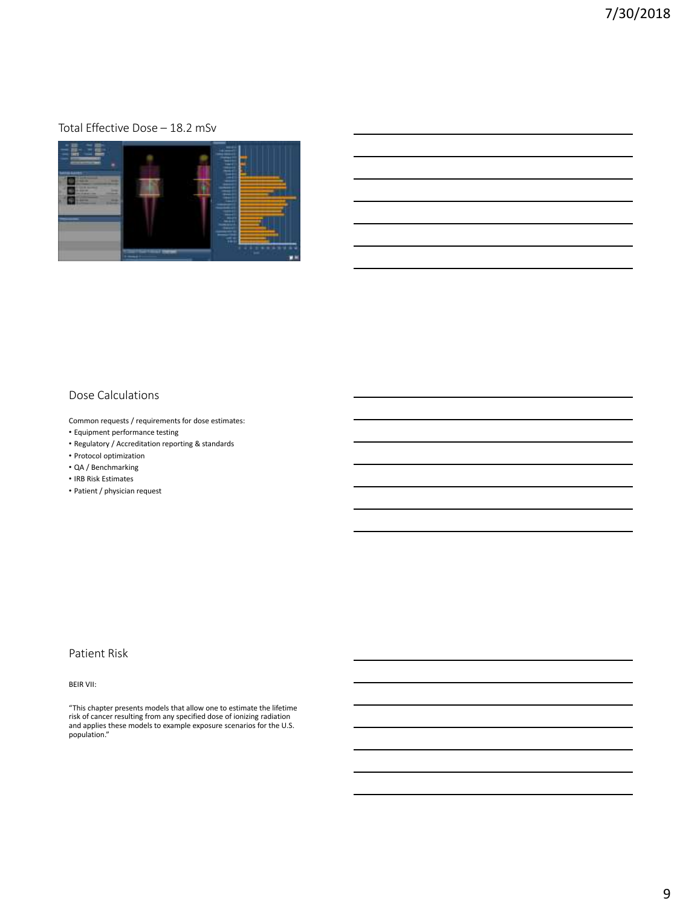## Total Effective Dose – 18.2 mSv

## Dose Calculations

Common requests / requirements for dose estimates:

- Equipment performance testing
- Regulatory / Accreditation reporting & standards
- Protocol optimization
- QA / Benchmarking
- IRB Risk Estimates
- Patient / physician request

## Patient Risk

BEIR VII:

"This chapter presents models that allow one to estimate the lifetime risk of cancer resulting from any specified dose of ionizing radiation and applies these models to example exposure scenarios for the U.S. population."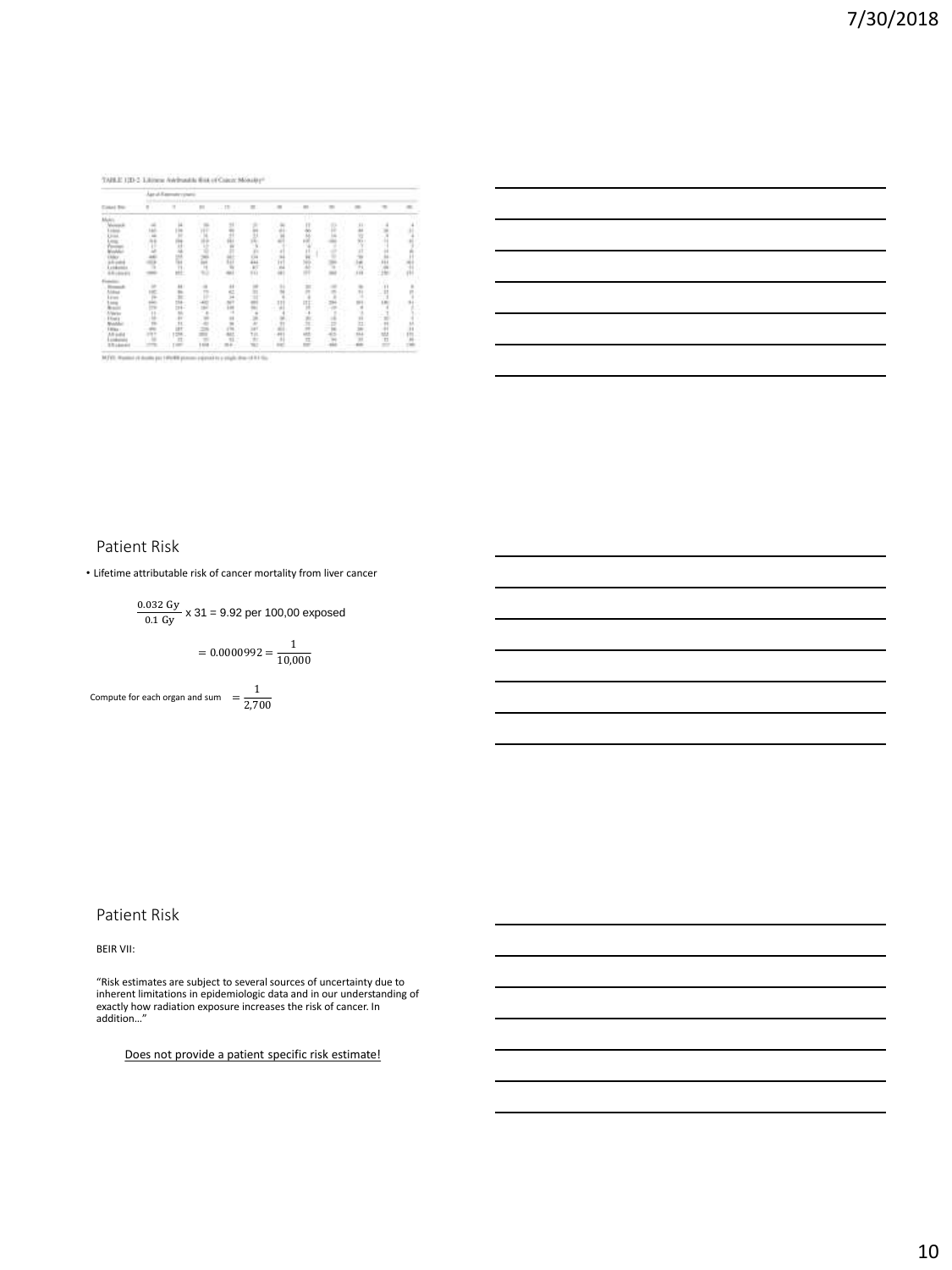TABLE 12D-2 Lifetime Attributable Risk of Cancer Mortality

NOTE: Number of deaths per 100,000 persons exposed to a single dose of 0.1 Gy.

## Patient Risk

- Lifetime attributable risk of cancer mortality from liver cancer

$$\frac{0.032 \text{ Gy}}{0.1 \text{ Gy}} \times 31 = 9.92 \text{ per } 100{,}00 \text{ exposed}$$

$$= 0.0000992 = \frac{1}{10{,}000}$$

Compute for each organ and sum $= \frac{1}{2{,}700}$

## Patient Risk

BEIR VII:

"Risk estimates are subject to several sources of uncertainty due to inherent limitations in epidemiologic data and in our understanding of exactly how radiation exposure increases the risk of cancer. In addition…"

Does not provide a patient specific risk estimate!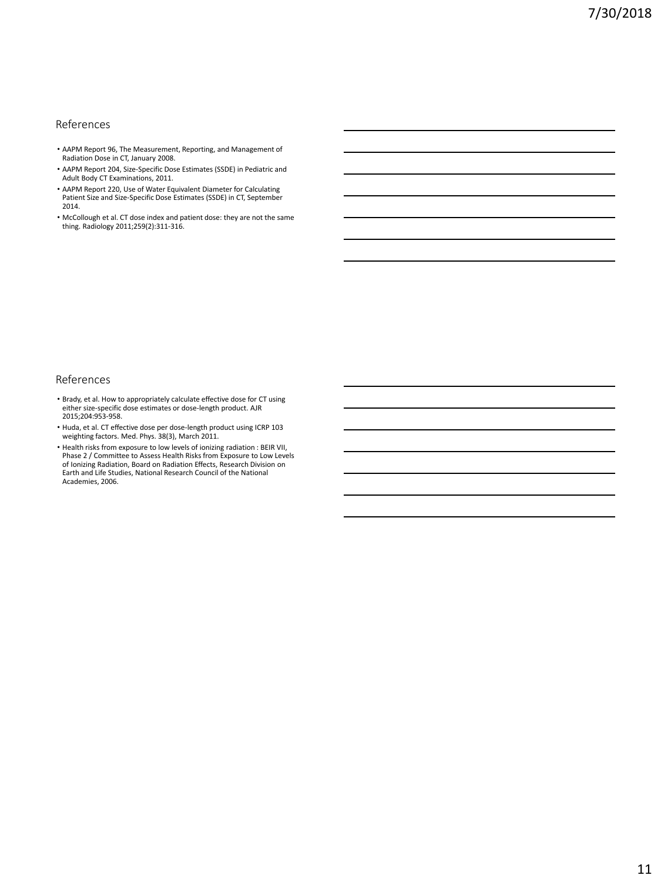## References

- AAPM Report 96, The Measurement, Reporting, and Management of Radiation Dose in CT, January 2008.
- AAPM Report 204, Size-Specific Dose Estimates (SSDE) in Pediatric and Adult Body CT Examinations, 2011.
- AAPM Report 220, Use of Water Equivalent Diameter for Calculating Patient Size and Size-Specific Dose Estimates (SSDE) in CT, September 2014.
- McCollough et al. CT dose index and patient dose: they are not the same thing. Radiology 2011;259(2):311-316.

## References

- Brady, et al. How to appropriately calculate effective dose for CT using either size-specific dose estimates or dose-length product. AJR 2015;204:953-958.
- Huda, et al. CT effective dose per dose-length product using ICRP 103 weighting factors. Med. Phys. 38(3), March 2011.
- Health risks from exposure to low levels of ionizing radiation : BEIR VII, Phase 2 / Committee to Assess Health Risks from Exposure to Low Levels of Ionizing Radiation, Board on Radiation Effects, Research Division on Earth and Life Studies, National Research Council of the National Academies, 2006.